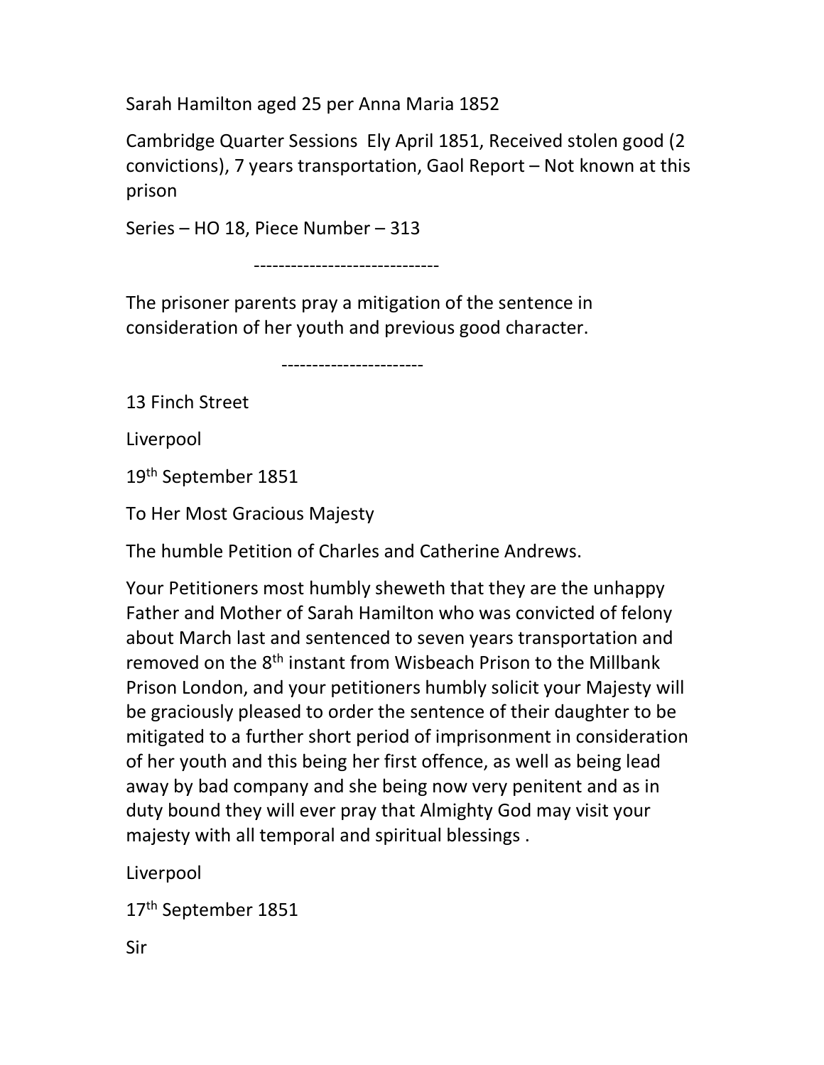Sarah Hamilton aged 25 per Anna Maria 1852

Cambridge Quarter Sessions Ely April 1851, Received stolen good (2 convictions), 7 years transportation, Gaol Report – Not known at this prison

Series – HO 18, Piece Number – 313

------------------------------

The prisoner parents pray a mitigation of the sentence in consideration of her youth and previous good character.

-----------------------

13 Finch Street

Liverpool

19th September 1851

To Her Most Gracious Majesty

The humble Petition of Charles and Catherine Andrews.

Your Petitioners most humbly sheweth that they are the unhappy Father and Mother of Sarah Hamilton who was convicted of felony about March last and sentenced to seven years transportation and removed on the 8th instant from Wisbeach Prison to the Millbank Prison London, and your petitioners humbly solicit your Majesty will be graciously pleased to order the sentence of their daughter to be mitigated to a further short period of imprisonment in consideration of her youth and this being her first offence, as well as being lead away by bad company and she being now very penitent and as in duty bound they will ever pray that Almighty God may visit your majesty with all temporal and spiritual blessings .

Liverpool

17th September 1851

Sir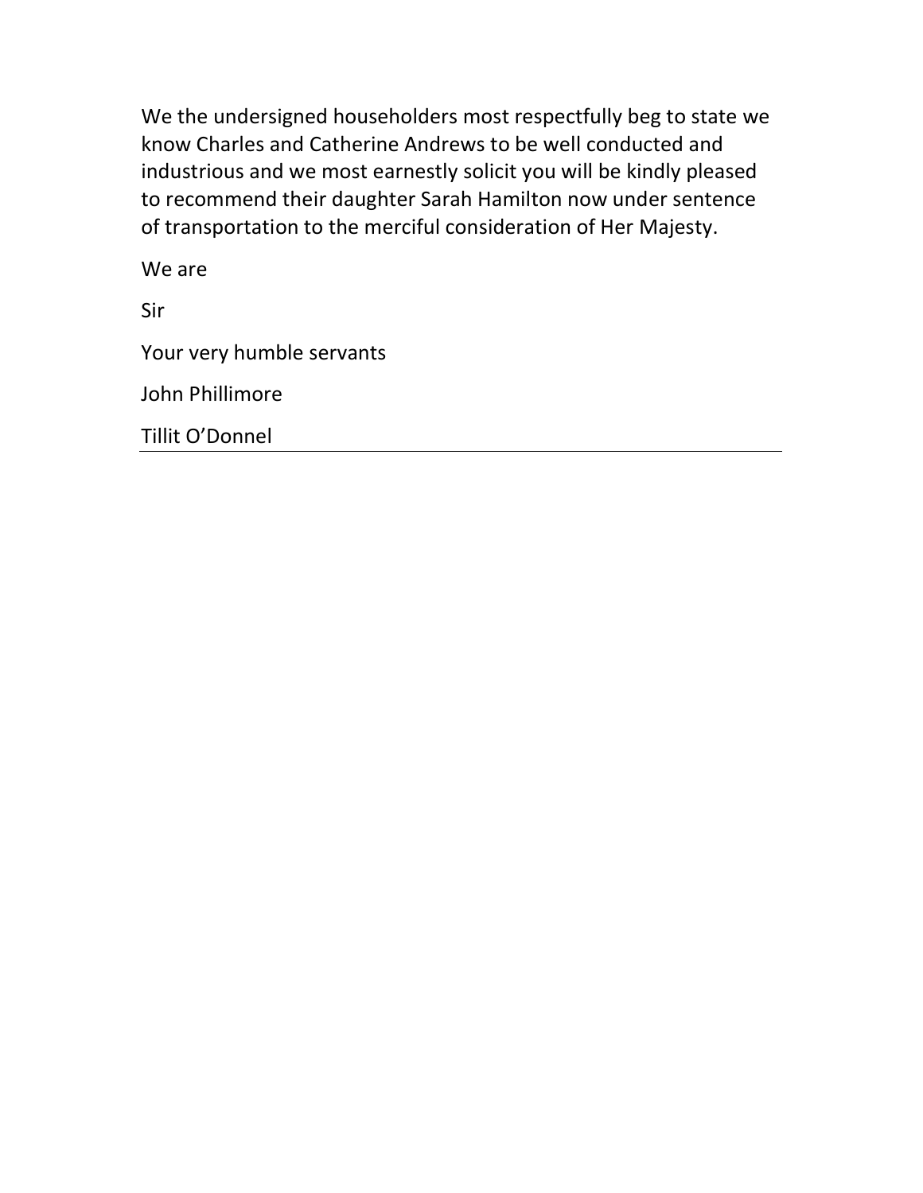We the undersigned householders most respectfully beg to state we know Charles and Catherine Andrews to be well conducted and industrious and we most earnestly solicit you will be kindly pleased to recommend their daughter Sarah Hamilton now under sentence of transportation to the merciful consideration of Her Majesty.

We are

Sir

Your very humble servants

John Phillimore

Tillit O'Donnel

---